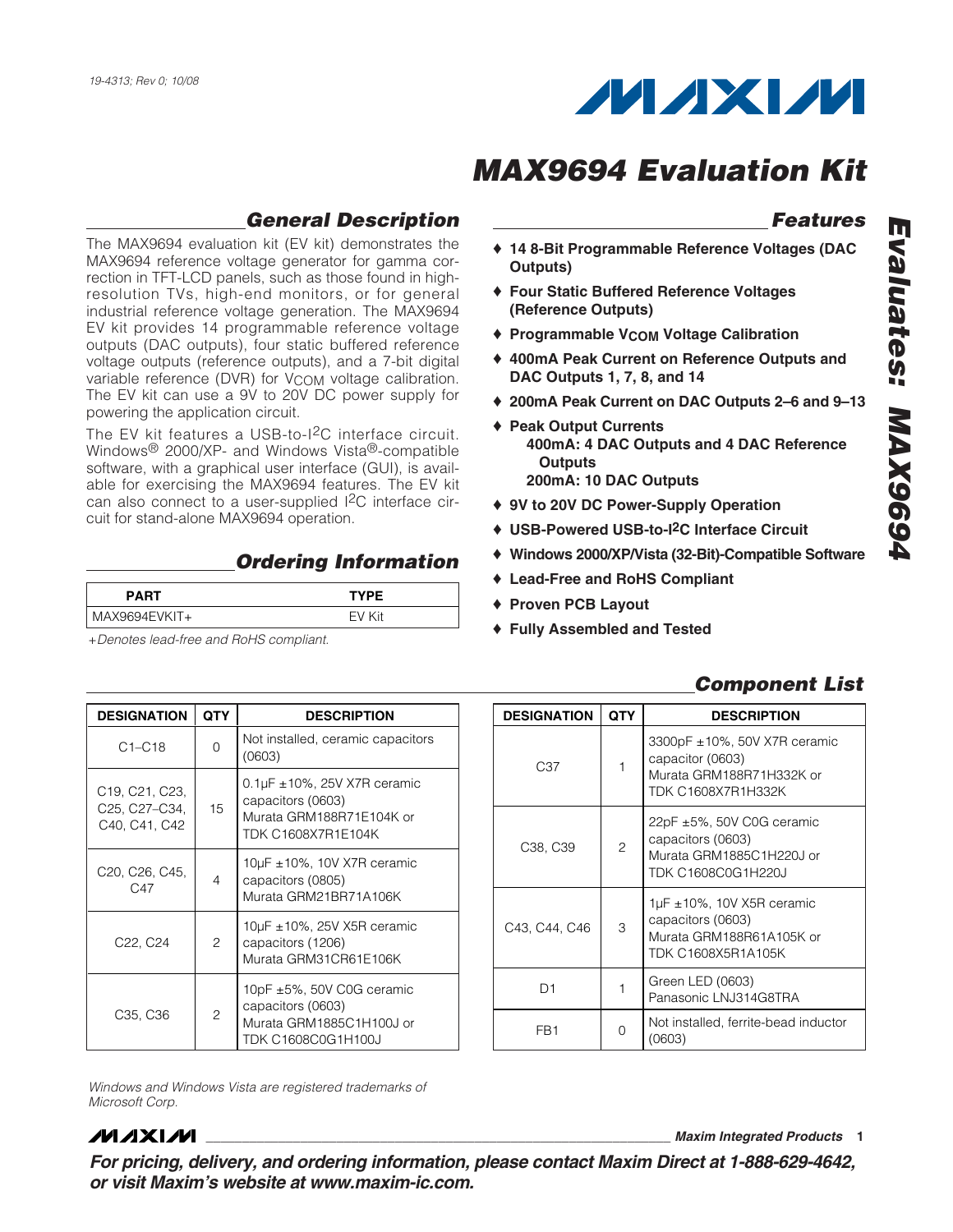19-4313; Rev 0; 10/08

# MAX9694 Evaluation Kit

## General Description

The MAX9694 evaluation kit (EV kit) demonstrates the MAX9694 reference voltage generator for gamma correction in TFT-LCD panels, such as those found in high-resolution TVs, high-end monitors, or for general industrial reference voltage generation. The MAX9694 EV kit provides 14 programmable reference voltage outputs (DAC outputs), four static buffered reference voltage outputs (reference outputs), and a 7-bit digital variable reference (DVR) for $V_{COM}$ voltage calibration. The EV kit can use a 9V to 20V DC power supply for powering the application circuit.

The EV kit features a USB-to-I²C interface circuit. Windows® 2000/XP- and Windows Vista®-compatible software, with a graphical user interface (GUI), is available for exercising the MAX9694 features. The EV kit can also connect to a user-supplied I²C interface circuit for stand-alone MAX9694 operation.

## Ordering Information

| PART | TYPE |
|---|---|
| MAX9694EVKIT+ | EV Kit |

*+Denotes lead-free and RoHS compliant.*

## Features

- ♦ **14 8-Bit Programmable Reference Voltages (DAC Outputs)**
- ♦ **Four Static Buffered Reference Voltages (Reference Outputs)**
- ♦ **Programmable $V_{COM}$ Voltage Calibration**
- ♦ **400mA Peak Current on Reference Outputs and DAC Outputs 1, 7, 8, and 14**
- ♦ **200mA Peak Current on DAC Outputs 2–6 and 9–13**
- ♦ **Peak Output Currents**
  - **400mA: 4 DAC Outputs and 4 DAC Reference Outputs**
  - **200mA: 10 DAC Outputs**
- ♦ **9V to 20V DC Power-Supply Operation**
- ♦ **USB-Powered USB-to-I²C Interface Circuit**
- ♦ **Windows 2000/XP/Vista (32-Bit)-Compatible Software**
- ♦ **Lead-Free and RoHS Compliant**
- ♦ **Proven PCB Layout**
- ♦ **Fully Assembled and Tested**

## Component List

| DESIGNATION | QTY | DESCRIPTION |
|---|---|---|
| C1–C18 | 0 | Not installed, ceramic capacitors (0603) |
| C19, C21, C23, C25, C27–C34, C40, C41, C42 | 15 | 0.1µF ±10%, 25V X7R ceramic capacitors (0603) Murata GRM188R71E104K or TDK C1608X7R1E104K |
| C20, C26, C45, C47 | 4 | 10µF ±10%, 10V X7R ceramic capacitors (0805) Murata GRM21BR71A106K |
| C22, C24 | 2 | 10µF ±10%, 25V X5R ceramic capacitors (1206) Murata GRM31CR61E106K |
| C35, C36 | 2 | 10pF ±5%, 50V C0G ceramic capacitors (0603) Murata GRM1885C1H100J or TDK C1608C0G1H100J |
| C37 | 1 | 3300pF ±10%, 50V X7R ceramic capacitor (0603) Murata GRM188R71H332K or TDK C1608X7R1H332K |
| C38, C39 | 2 | 22pF ±5%, 50V C0G ceramic capacitors (0603) Murata GRM1885C1H220J or TDK C1608C0G1H220J |
| C43, C44, C46 | 3 | 1µF ±10%, 10V X5R ceramic capacitors (0603) Murata GRM188R61A105K or TDK C1608X5R1A105K |
| D1 | 1 | Green LED (0603) Panasonic LNJ314G8TRA |
| FB1 | 0 | Not installed, ferrite-bead inductor (0603) |

*Windows and Windows Vista are registered trademarks of Microsoft Corp.*

***For pricing, delivery, and ordering information, please contact Maxim Direct at 1-888-629-4642, or visit Maxim's website at www.maxim-ic.com.***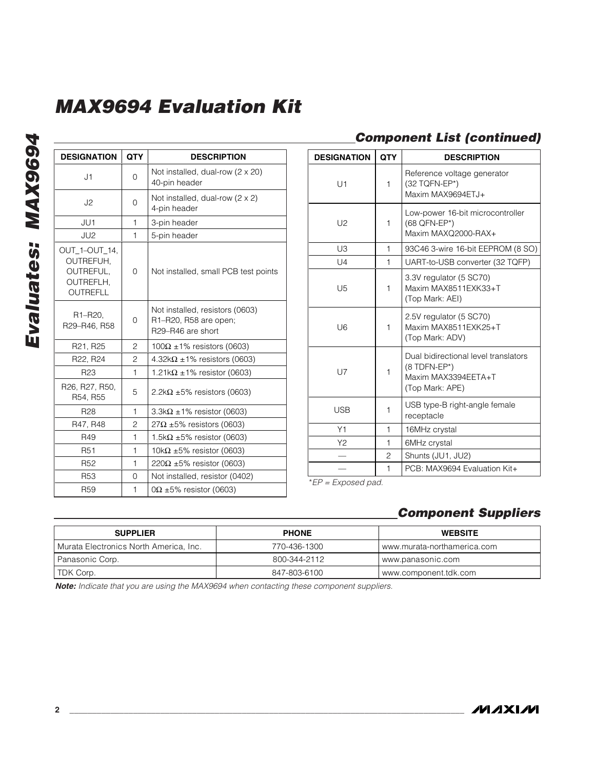## Component List (continued)

| DESIGNATION | QTY | DESCRIPTION |
|---|---|---|
| J1 | 0 | Not installed, dual-row (2 x 20) 40-pin header |
| J2 | 0 | Not installed, dual-row (2 x 2) 4-pin header |
| JU1 | 1 | 3-pin header |
| JU2 | 1 | 5-pin header |
| OUT_1–OUT_14, OUTREFUH, OUTREFUL, OUTREFLH, OUTREFLL | 0 | Not installed, small PCB test points |
| R1–R20, R29–R46, R58 | 0 | Not installed, resistors (0603) R1–R20, R58 are open; R29–R46 are short |
| R21, R25 | 2 | 100Ω ±1% resistors (0603) |
| R22, R24 | 2 | 4.32kΩ ±1% resistors (0603) |
| R23 | 1 | 1.21kΩ ±1% resistor (0603) |
| R26, R27, R50, R54, R55 | 5 | 2.2kΩ ±5% resistors (0603) |
| R28 | 1 | 3.3kΩ ±1% resistor (0603) |
| R47, R48 | 2 | 27Ω ±5% resistors (0603) |
| R49 | 1 | 1.5kΩ ±5% resistor (0603) |
| R51 | 1 | 10kΩ ±5% resistor (0603) |
| R52 | 1 | 220Ω ±5% resistor (0603) |
| R53 | 0 | Not installed, resistor (0402) |
| R59 | 1 | 0Ω ±5% resistor (0603) |
| U1 | 1 | Reference voltage generator (32 TQFN-EP*) Maxim MAX9694ETJ+ |
| U2 | 1 | Low-power 16-bit microcontroller (68 QFN-EP*) Maxim MAXQ2000-RAX+ |
| U3 | 1 | 93C46 3-wire 16-bit EEPROM (8 SO) |
| U4 | 1 | UART-to-USB converter (32 TQFP) |
| U5 | 1 | 3.3V regulator (5 SC70) Maxim MAX8511EXK33+T (Top Mark: AEI) |
| U6 | 1 | 2.5V regulator (5 SC70) Maxim MAX8511EXK25+T (Top Mark: ADV) |
| U7 | 1 | Dual bidirectional level translators (8 TDFN-EP*) Maxim MAX3394EETA+T (Top Mark: APE) |
| USB | 1 | USB type-B right-angle female receptacle |
| Y1 | 1 | 16MHz crystal |
| Y2 | 1 | 6MHz crystal |
| — | 2 | Shunts (JU1, JU2) |
| — | 1 | PCB: MAX9694 Evaluation Kit+ |

*EP = Exposed pad.

## Component Suppliers

| SUPPLIER | PHONE | WEBSITE |
|---|---|---|
| Murata Electronics North America, Inc. | 770-436-1300 | www.murata-northamerica.com |
| Panasonic Corp. | 800-344-2112 | www.panasonic.com |
| TDK Corp. | 847-803-6100 | www.component.tdk.com |

***Note:*** *Indicate that you are using the MAX9694 when contacting these component suppliers.*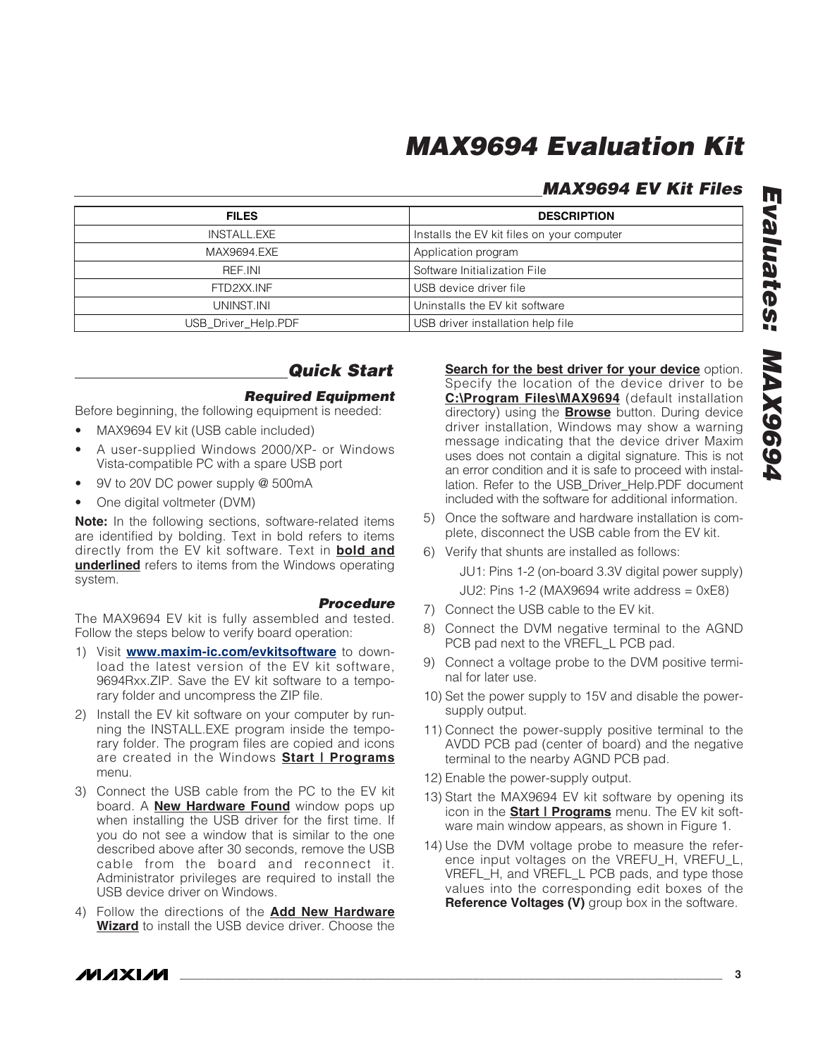## MAX9694 EV Kit Files

| FILES | DESCRIPTION |
| --- | --- |
| INSTALL.EXE | Installs the EV kit files on your computer |
| MAX9694.EXE | Application program |
| REF.INI | Software Initialization File |
| FTD2XX.INF | USB device driver file |
| UNINST.INI | Uninstalls the EV kit software |
| USB_Driver_Help.PDF | USB driver installation help file |

## Quick Start

### Required Equipment

Before beginning, the following equipment is needed:

- MAX9694 EV kit (USB cable included)
- A user-supplied Windows 2000/XP- or Windows Vista-compatible PC with a spare USB port
- 9V to 20V DC power supply @ 500mA
- One digital voltmeter (DVM)

**Note:** In the following sections, software-related items are identified by bolding. Text in bold refers to items directly from the EV kit software. Text in **bold and underlined** refers to items from the Windows operating system.

### Procedure

The MAX9694 EV kit is fully assembled and tested. Follow the steps below to verify board operation:

1) Visit **www.maxim-ic.com/evkitsoftware** to download the latest version of the EV kit software, 9694Rxx.ZIP. Save the EV kit software to a temporary folder and uncompress the ZIP file.
2) Install the EV kit software on your computer by running the INSTALL.EXE program inside the temporary folder. The program files are copied and icons are created in the Windows **Start | Programs** menu.
3) Connect the USB cable from the PC to the EV kit board. A **New Hardware Found** window pops up when installing the USB driver for the first time. If you do not see a window that is similar to the one described above after 30 seconds, remove the USB cable from the board and reconnect it. Administrator privileges are required to install the USB device driver on Windows.
4) Follow the directions of the **Add New Hardware Wizard** to install the USB device driver. Choose the **Search for the best driver for your device** option. Specify the location of the device driver to be **C:\Program Files\MAX9694** (default installation directory) using the **Browse** button. During device driver installation, Windows may show a warning message indicating that the device driver Maxim uses does not contain a digital signature. This is not an error condition and it is safe to proceed with installation. Refer to the USB_Driver_Help.PDF document included with the software for additional information.
5) Once the software and hardware installation is complete, disconnect the USB cable from the EV kit.
6) Verify that shunts are installed as follows:

   JU1: Pins 1-2 (on-board 3.3V digital power supply)

   JU2: Pins 1-2 (MAX9694 write address = 0xE8)
7) Connect the USB cable to the EV kit.
8) Connect the DVM negative terminal to the AGND PCB pad next to the VREFL_L PCB pad.
9) Connect a voltage probe to the DVM positive terminal for later use.
10) Set the power supply to 15V and disable the power-supply output.
11) Connect the power-supply positive terminal to the AVDD PCB pad (center of board) and the negative terminal to the nearby AGND PCB pad.
12) Enable the power-supply output.
13) Start the MAX9694 EV kit software by opening its icon in the **Start | Programs** menu. The EV kit software main window appears, as shown in Figure 1.
14) Use the DVM voltage probe to measure the reference input voltages on the VREFU_H, VREFU_L, VREFL_H, and VREFL_L PCB pads, and type those values into the corresponding edit boxes of the **Reference Voltages (V)** group box in the software.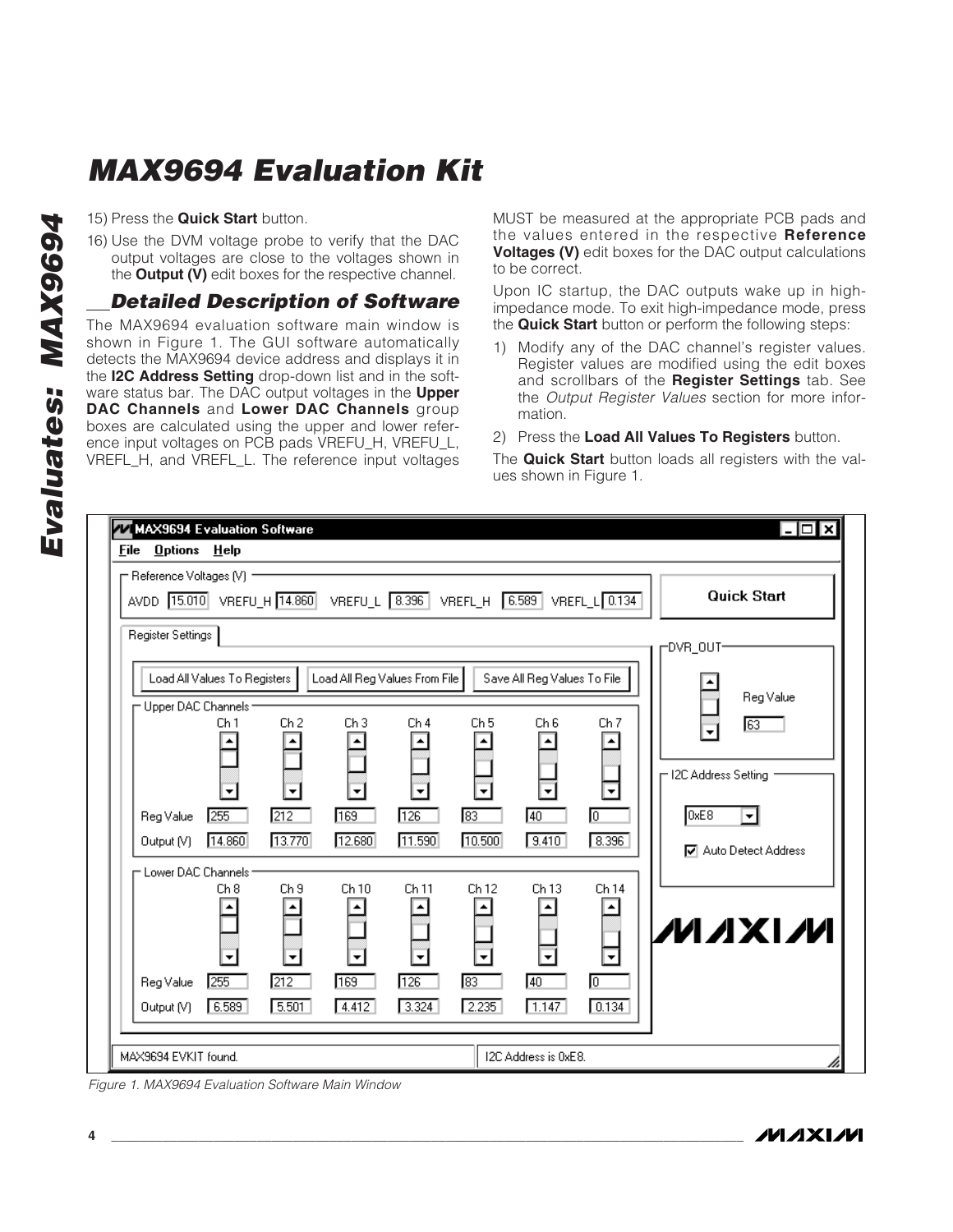15) Press the **Quick Start** button.

16) Use the DVM voltage probe to verify that the DAC output voltages are close to the voltages shown in the **Output (V)** edit boxes for the respective channel.

## Detailed Description of Software

The MAX9694 evaluation software main window is shown in Figure 1. The GUI software automatically detects the MAX9694 device address and displays it in the **I2C Address Setting** drop-down list and in the software status bar. The DAC output voltages in the **Upper DAC Channels** and **Lower DAC Channels** group boxes are calculated using the upper and lower reference input voltages on PCB pads VREFU_H, VREFU_L, VREFL_H, and VREFL_L. The reference input voltages MUST be measured at the appropriate PCB pads and the values entered in the respective **Reference Voltages (V)** edit boxes for the DAC output calculations to be correct.

Upon IC startup, the DAC outputs wake up in high-impedance mode. To exit high-impedance mode, press the **Quick Start** button or perform the following steps:

1) Modify any of the DAC channel's register values. Register values are modified using the edit boxes and scrollbars of the **Register Settings** tab. See the *Output Register Values* section for more information.

2) Press the **Load All Values To Registers** button.

The **Quick Start** button loads all registers with the values shown in Figure 1.

*Figure 1. MAX9694 Evaluation Software Main Window*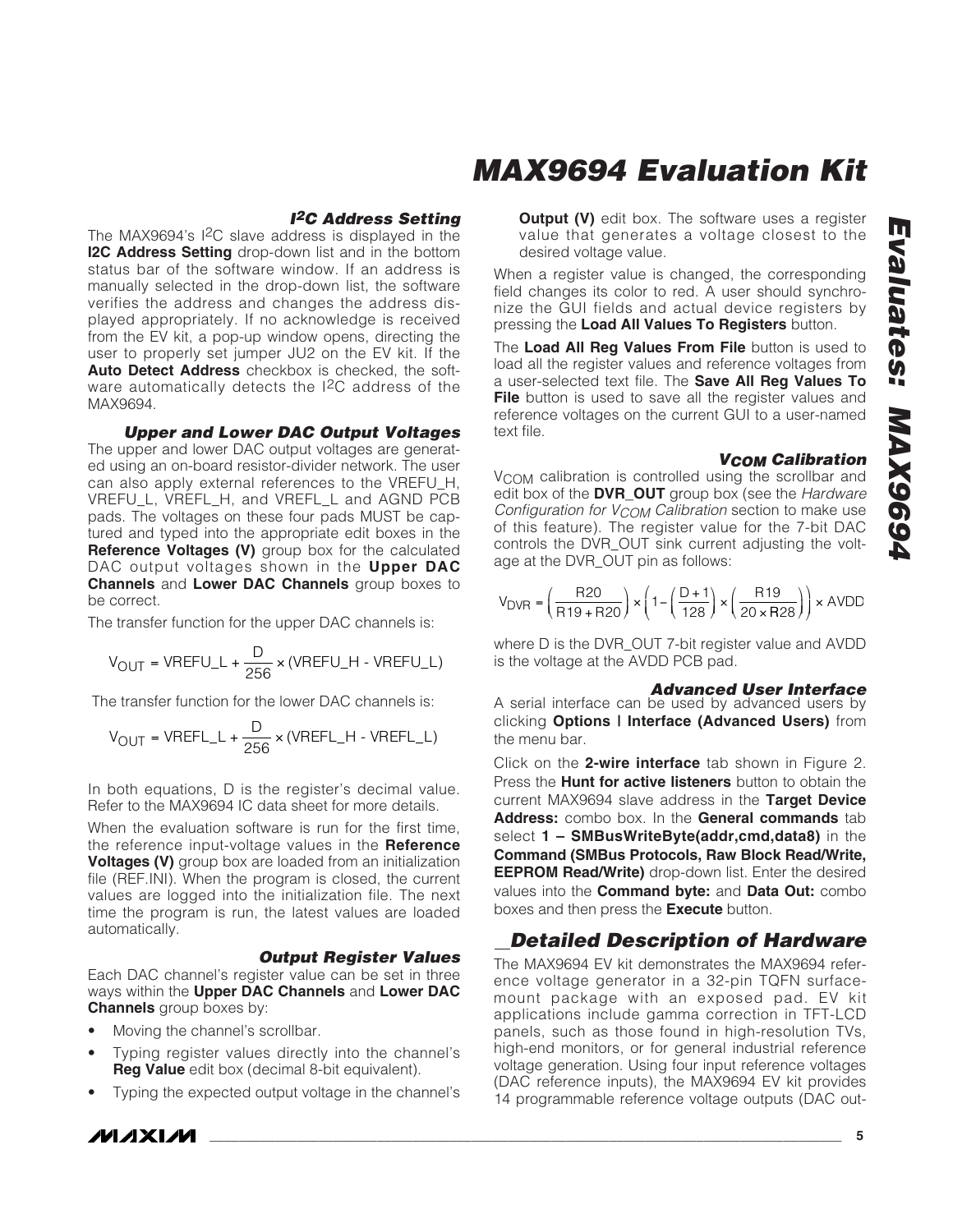### I²C Address Setting

The MAX9694's I²C slave address is displayed in the **I2C Address Setting** drop-down list and in the bottom status bar of the software window. If an address is manually selected in the drop-down list, the software verifies the address and changes the address displayed appropriately. If no acknowledge is received from the EV kit, a pop-up window opens, directing the user to properly set jumper JU2 on the EV kit. If the **Auto Detect Address** checkbox is checked, the software automatically detects the I²C address of the MAX9694.

### Upper and Lower DAC Output Voltages

The upper and lower DAC output voltages are generated using an on-board resistor-divider network. The user can also apply external references to the VREFU_H, VREFU_L, VREFL_H, and VREFL_L and AGND PCB pads. The voltages on these four pads MUST be captured and typed into the appropriate edit boxes in the **Reference Voltages (V)** group box for the calculated DAC output voltages shown in the **Upper DAC Channels** and **Lower DAC Channels** group boxes to be correct.

The transfer function for the upper DAC channels is:

$$V_{OUT} = VREFU\_L + \frac{D}{256} \times (VREFU\_H - VREFU\_L)$$

The transfer function for the lower DAC channels is:

$$V_{OUT} = VREFL\_L + \frac{D}{256} \times (VREFL\_H - VREFL\_L)$$

In both equations, D is the register's decimal value. Refer to the MAX9694 IC data sheet for more details.

When the evaluation software is run for the first time, the reference input-voltage values in the **Reference Voltages (V)** group box are loaded from an initialization file (REF.INI). When the program is closed, the current values are logged into the initialization file. The next time the program is run, the latest values are loaded automatically.

### Output Register Values

Each DAC channel's register value can be set in three ways within the **Upper DAC Channels** and **Lower DAC Channels** group boxes by:

- Moving the channel's scrollbar.
- Typing register values directly into the channel's **Reg Value** edit box (decimal 8-bit equivalent).
- Typing the expected output voltage in the channel's **Output (V)** edit box. The software uses a register value that generates a voltage closest to the desired voltage value.

When a register value is changed, the corresponding field changes its color to red. A user should synchronize the GUI fields and actual device registers by pressing the **Load All Values To Registers** button.

The **Load All Reg Values From File** button is used to load all the register values and reference voltages from a user-selected text file. The **Save All Reg Values To File** button is used to save all the register values and reference voltages on the current GUI to a user-named text file.

### $V_{COM}$ Calibration

$V_{COM}$ calibration is controlled using the scrollbar and edit box of the **DVR_OUT** group box (see the *Hardware Configuration for $V_{COM}$ Calibration* section to make use of this feature). The register value for the 7-bit DAC controls the DVR_OUT sink current adjusting the voltage at the DVR_OUT pin as follows:

$$V_{DVR} = \left(\frac{R20}{R19 + R20}\right) \times \left(1 - \left(\frac{D+1}{128}\right) \times \left(\frac{R19}{20 \times R28}\right)\right) \times AVDD$$

where D is the DVR_OUT 7-bit register value and AVDD is the voltage at the AVDD PCB pad.

### Advanced User Interface

A serial interface can be used by advanced users by clicking **Options | Interface (Advanced Users)** from the menu bar.

Click on the **2-wire interface** tab shown in Figure 2. Press the **Hunt for active listeners** button to obtain the current MAX9694 slave address in the **Target Device Address:** combo box. In the **General commands** tab select **1 – SMBusWriteByte(addr,cmd,data8)** in the **Command (SMBus Protocols, Raw Block Read/Write, EEPROM Read/Write)** drop-down list. Enter the desired values into the **Command byte:** and **Data Out:** combo boxes and then press the **Execute** button.

## Detailed Description of Hardware

The MAX9694 EV kit demonstrates the MAX9694 reference voltage generator in a 32-pin TQFN surface-mount package with an exposed pad. EV kit applications include gamma correction in TFT-LCD panels, such as those found in high-resolution TVs, high-end monitors, or for general industrial reference voltage generation. Using four input reference voltages (DAC reference inputs), the MAX9694 EV kit provides 14 programmable reference voltage outputs (DAC out-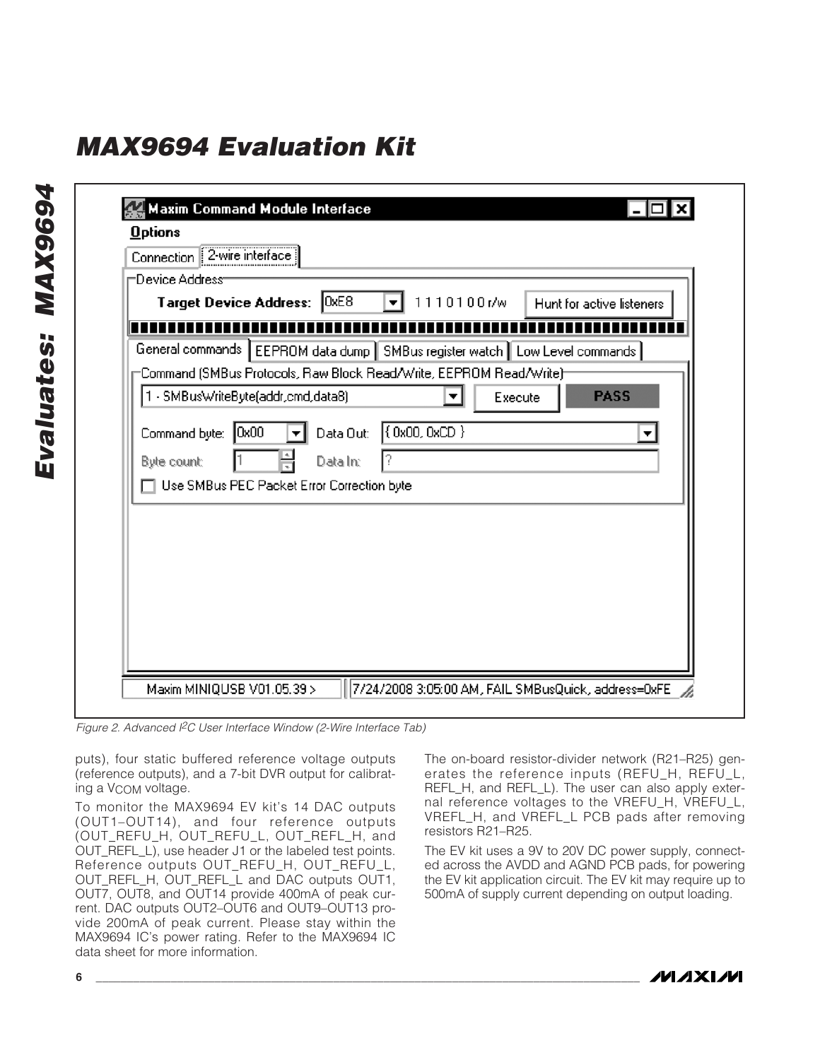Figure 2. Advanced I²C User Interface Window (2-Wire Interface Tab)

puts), four static buffered reference voltage outputs (reference outputs), and a 7-bit DVR output for calibrating a $V_{COM}$ voltage.

To monitor the MAX9694 EV kit's 14 DAC outputs (OUT1–OUT14), and four reference outputs (OUT_REFU_H, OUT_REFU_L, OUT_REFL_H, and OUT_REFL_L), use header J1 or the labeled test points. Reference outputs OUT_REFU_H, OUT_REFU_L, OUT_REFL_H, OUT_REFL_L and DAC outputs OUT1, OUT7, OUT8, and OUT14 provide 400mA of peak current. DAC outputs OUT2–OUT6 and OUT9–OUT13 provide 200mA of peak current. Please stay within the MAX9694 IC's power rating. Refer to the MAX9694 IC data sheet for more information.

The on-board resistor-divider network (R21–R25) generates the reference inputs (REFU_H, REFU_L, REFL_H, and REFL_L). The user can also apply external reference voltages to the VREFU_H, VREFU_L, VREFL_H, and VREFL_L PCB pads after removing resistors R21–R25.

The EV kit uses a 9V to 20V DC power supply, connected across the AVDD and AGND PCB pads, for powering the EV kit application circuit. The EV kit may require up to 500mA of supply current depending on output loading.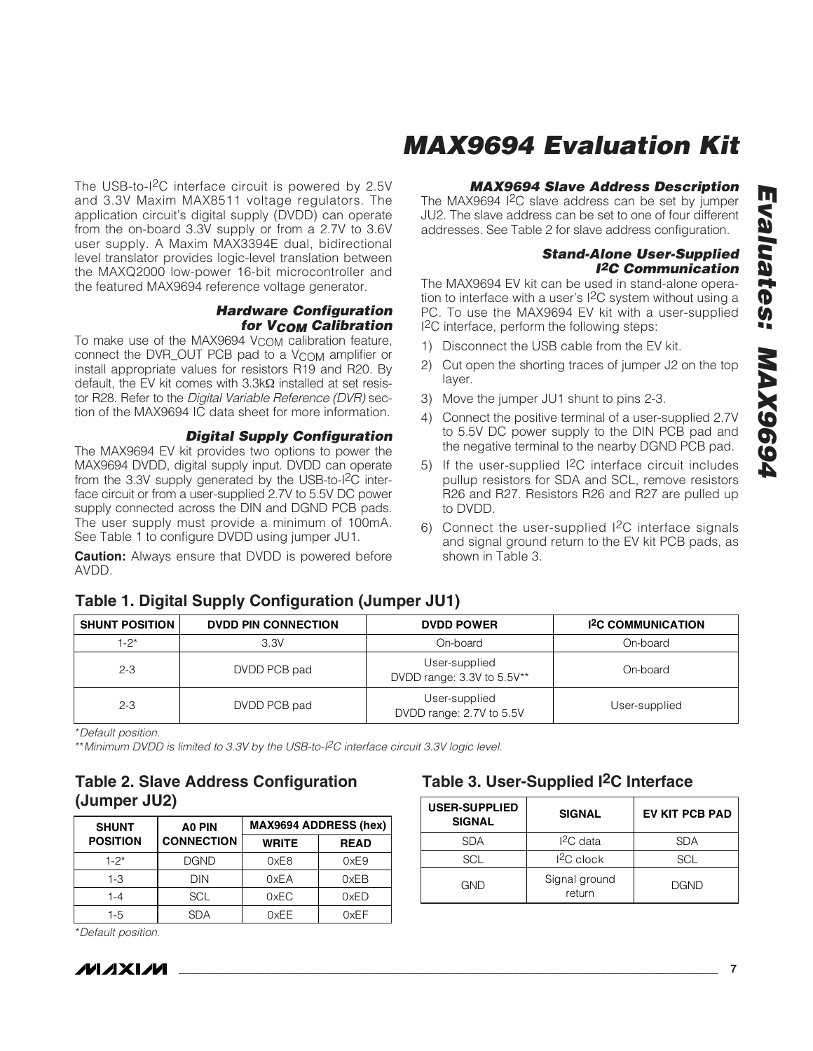The USB-to-I2C interface circuit is powered by 2.5V and 3.3V Maxim MAX8511 voltage regulators. The application circuit's digital supply (DVDD) can operate from the on-board 3.3V supply or from a 2.7V to 3.6V user supply. A Maxim MAX3394E dual, bidirectional level translator provides logic-level translation between the MAXQ2000 low-power 16-bit microcontroller and the featured MAX9694 reference voltage generator.

### Hardware Configuration for $V_{COM}$ Calibration

To make use of the MAX9694 $V_{COM}$ calibration feature, connect the DVR_OUT PCB pad to a $V_{COM}$ amplifier or install appropriate values for resistors R19 and R20. By default, the EV kit comes with 3.3kΩ installed at set resistor R28. Refer to the *Digital Variable Reference (DVR)* section of the MAX9694 IC data sheet for more information.

### Digital Supply Configuration

The MAX9694 EV kit provides two options to power the MAX9694 DVDD, digital supply input. DVDD can operate from the 3.3V supply generated by the USB-to-I2C interface circuit or from a user-supplied 2.7V to 5.5V DC power supply connected across the DIN and DGND PCB pads. The user supply must provide a minimum of 100mA. See Table 1 to configure DVDD using jumper JU1.

**Caution:** Always ensure that DVDD is powered before AVDD.

### MAX9694 Slave Address Description

The MAX9694 I2C slave address can be set by jumper JU2. The slave address can be set to one of four different addresses. See Table 2 for slave address configuration.

### Stand-Alone User-Supplied I2C Communication

The MAX9694 EV kit can be used in stand-alone operation to interface with a user's I2C system without using a PC. To use the MAX9694 EV kit with a user-supplied I2C interface, perform the following steps:

1) Disconnect the USB cable from the EV kit.
2) Cut open the shorting traces of jumper J2 on the top layer.
3) Move the jumper JU1 shunt to pins 2-3.
4) Connect the positive terminal of a user-supplied 2.7V to 5.5V DC power supply to the DIN PCB pad and the negative terminal to the nearby DGND PCB pad.
5) If the user-supplied I2C interface circuit includes pullup resistors for SDA and SCL, remove resistors R26 and R27. Resistors R26 and R27 are pulled up to DVDD.
6) Connect the user-supplied I2C interface signals and signal ground return to the EV kit PCB pads, as shown in Table 3.

## Table 1. Digital Supply Configuration (Jumper JU1)

| SHUNT POSITION | DVDD PIN CONNECTION | DVDD POWER | I2C COMMUNICATION |
|---|---|---|---|
| 1-2* | 3.3V | On-board | On-board |
| 2-3 | DVDD PCB pad | User-supplied DVDD range: 3.3V to 5.5V** | On-board |
| 2-3 | DVDD PCB pad | User-supplied DVDD range: 2.7V to 5.5V | User-supplied |

*Default position.

**Minimum DVDD is limited to 3.3V by the USB-to-I2C interface circuit 3.3V logic level.

## Table 2. Slave Address Configuration (Jumper JU2)

| SHUNT POSITION | A0 PIN CONNECTION | MAX9694 ADDRESS (hex) | |
|---|---|---|---|
| | | WRITE | READ |
| 1-2* | DGND | 0xE8 | 0xE9 |
| 1-3 | DIN | 0xEA | 0xEB |
| 1-4 | SCL | 0xEC | 0xED |
| 1-5 | SDA | 0xEE | 0xEF |

*Default position.

## Table 3. User-Supplied I2C Interface

| USER-SUPPLIED SIGNAL | SIGNAL | EV KIT PCB PAD |
|---|---|---|
| SDA | I2C data | SDA |
| SCL | I2C clock | SCL |
| GND | Signal ground return | DGND |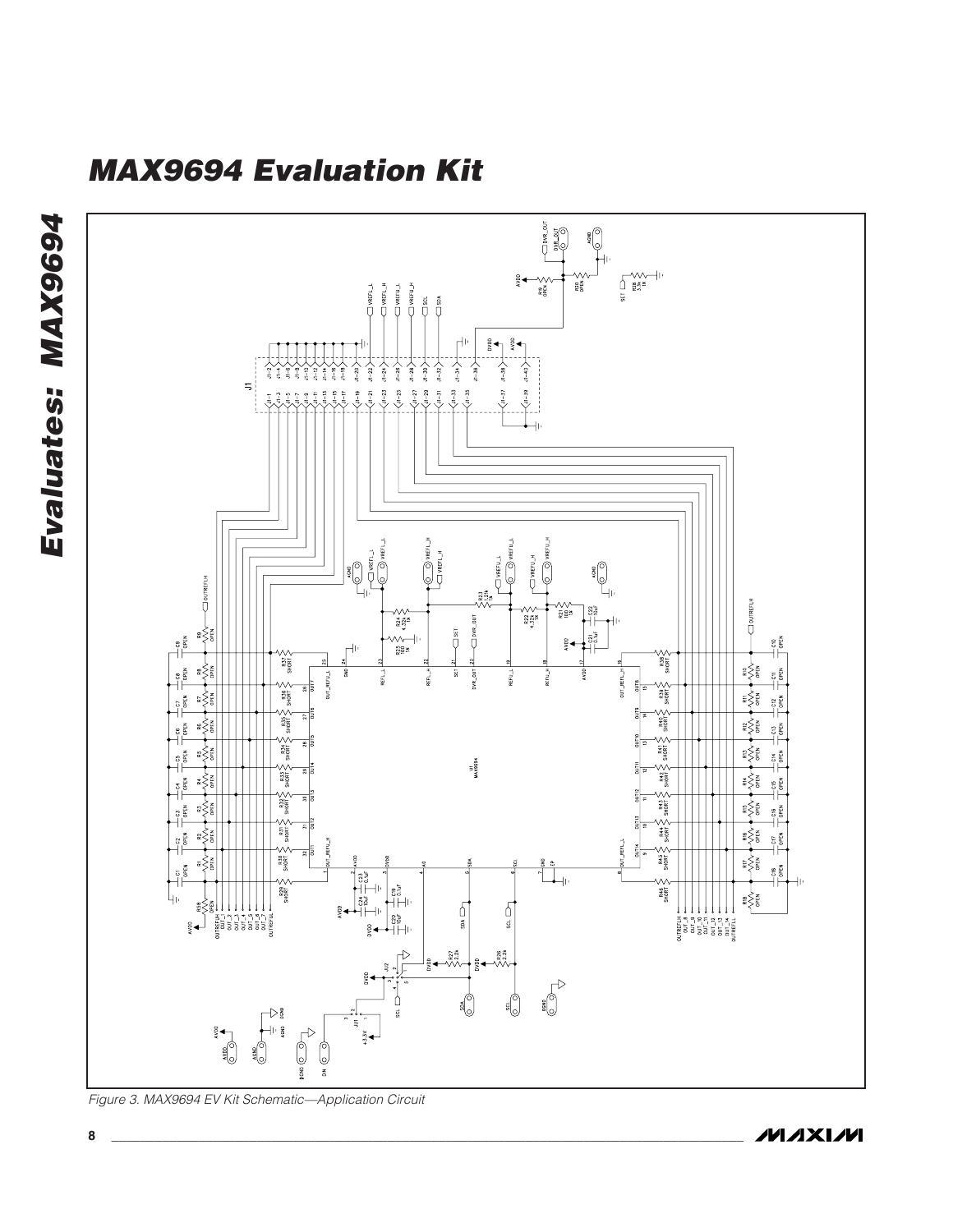# MAX9694 Evaluation Kit

Figure 3. MAX9694 EV Kit Schematic—Application Circuit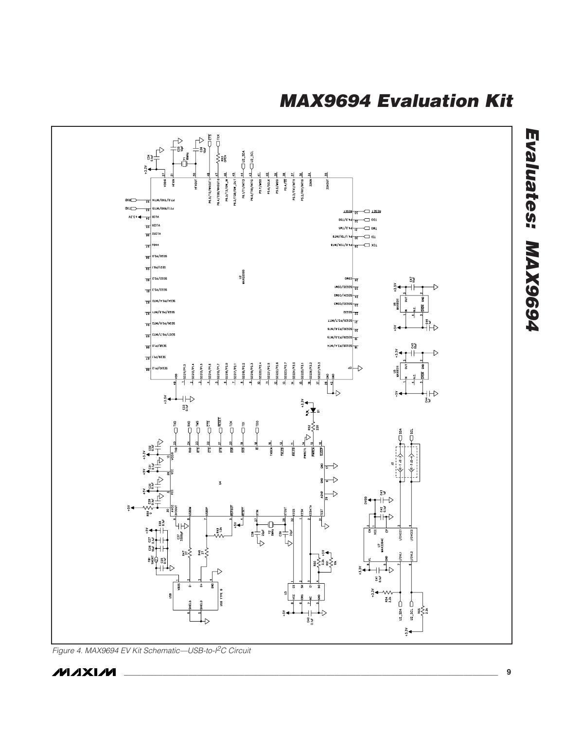# MAX9694 Evaluation Kit

## Evaluates: MAX9694

Figure 4. MAX9694 EV Kit Schematic—USB-to-I$^2$C Circuit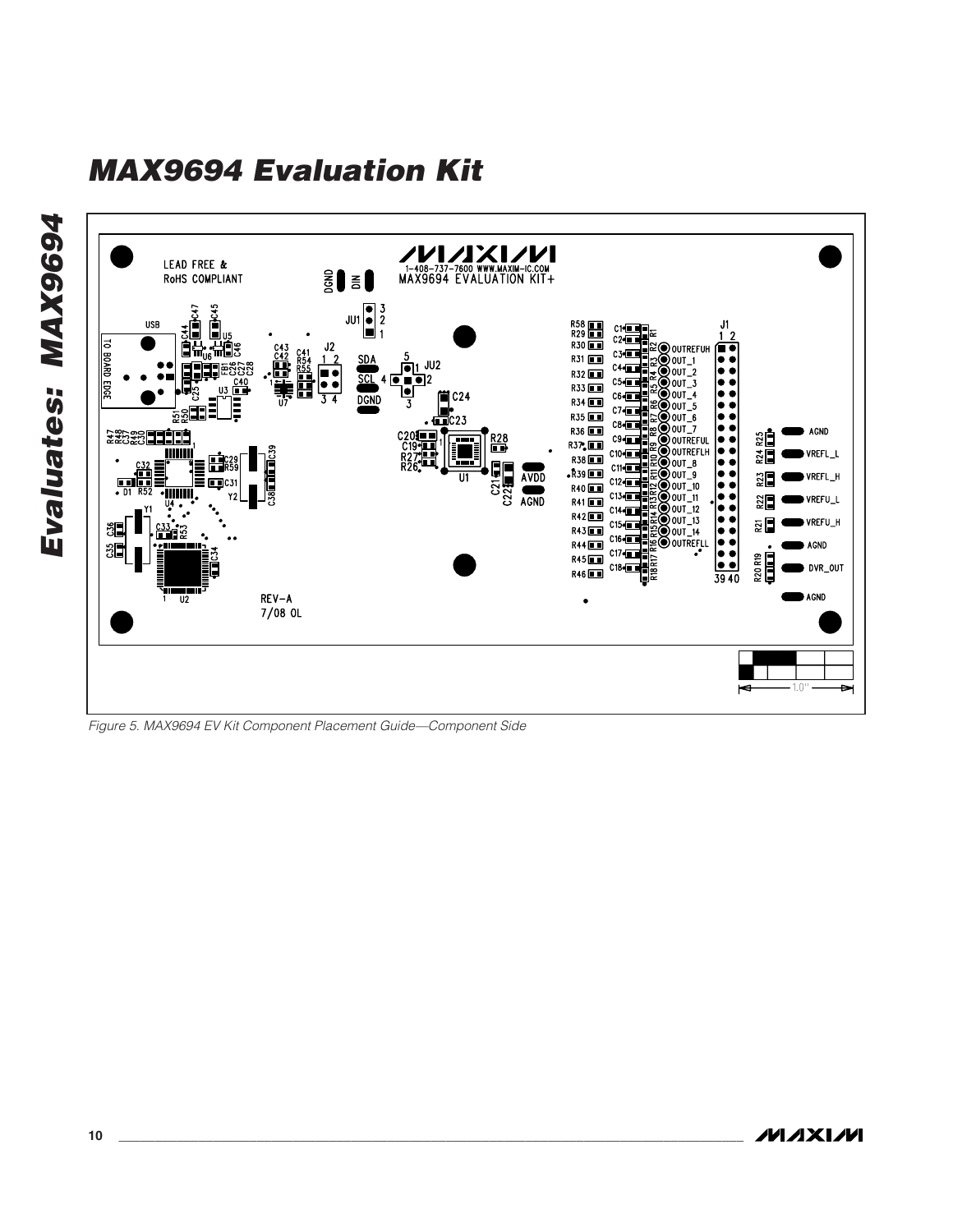# MAX9694 Evaluation Kit

*Figure 5. MAX9694 EV Kit Component Placement Guide—Component Side*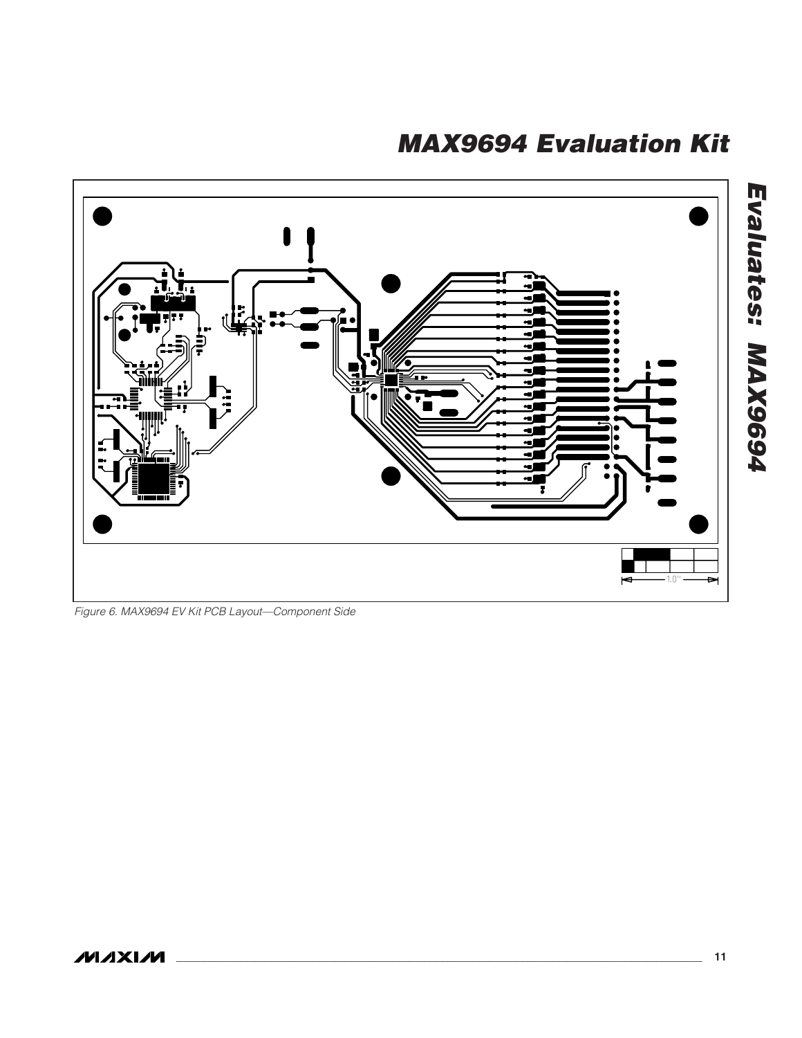Figure 6. MAX9694 EV Kit PCB Layout—Component Side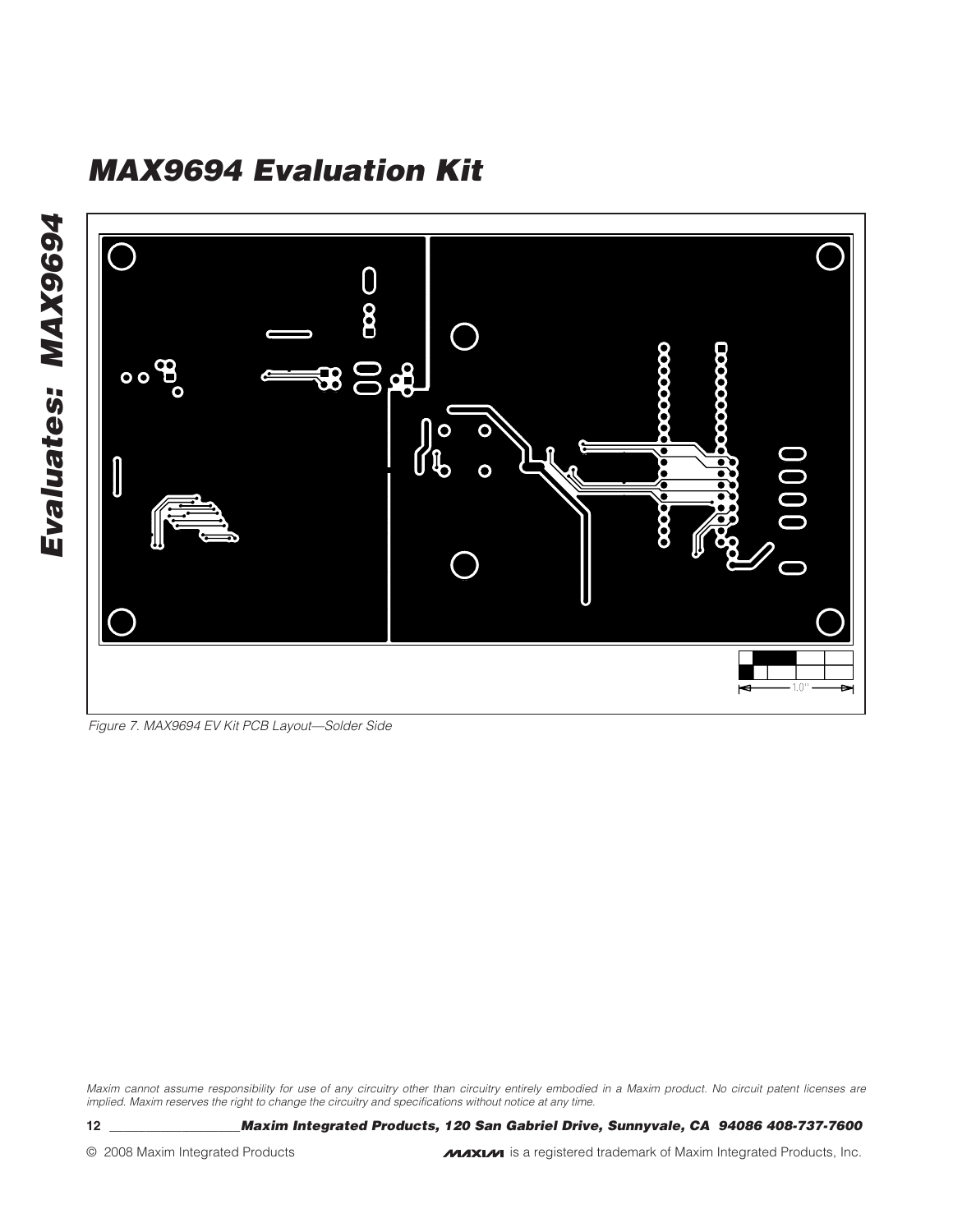# MAX9694 Evaluation Kit

1.0"

*Figure 7. MAX9694 EV Kit PCB Layout—Solder Side*

*Maxim cannot assume responsibility for use of any circuitry other than circuitry entirely embodied in a Maxim product. No circuit patent licenses are implied. Maxim reserves the right to change the circuitry and specifications without notice at any time.*

***Maxim Integrated Products, 120 San Gabriel Drive, Sunnyvale, CA 94086 408-737-7600***

© 2008 Maxim Integrated Products

MAXIM is a registered trademark of Maxim Integrated Products, Inc.